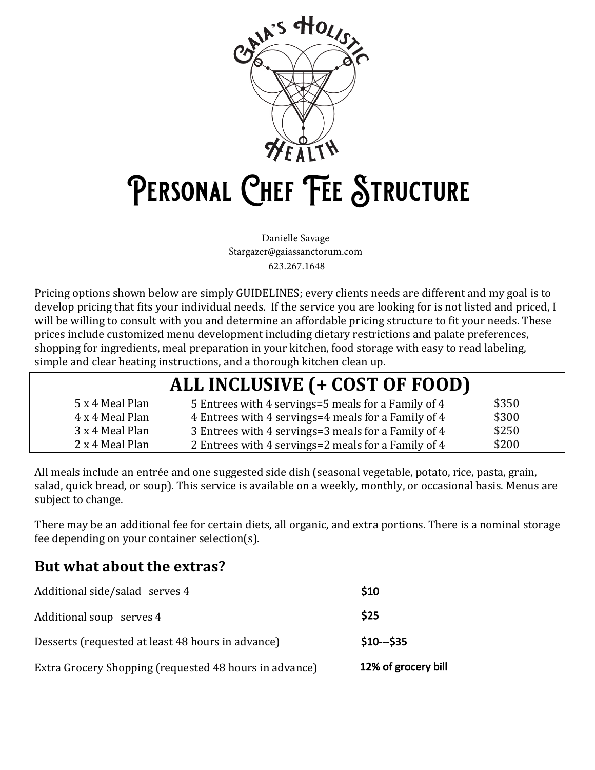Gaia's Holistic Health

# Personal Chef Fee Structure

Danielle Savage
Stargazer@gaiassanctorum.com
623.267.1648

Pricing options shown below are simply GUIDELINES; every clients needs are different and my goal is to develop pricing that fits your individual needs. If the service you are looking for is not listed and priced, I will be willing to consult with you and determine an affordable pricing structure to fit your needs. These prices include customized menu development including dietary restrictions and palate preferences, shopping for ingredients, meal preparation in your kitchen, food storage with easy to read labeling, simple and clear heating instructions, and a thorough kitchen clean up.

| ALL INCLUSIVE (+ COST OF FOOD) | | |
|---|---|---|
| 5 x 4 Meal Plan | 5 Entrees with 4 servings=5 meals for a Family of 4 | $350 |
| 4 x 4 Meal Plan | 4 Entrees with 4 servings=4 meals for a Family of 4 | $300 |
| 3 x 4 Meal Plan | 3 Entrees with 4 servings=3 meals for a Family of 4 | $250 |
| 2 x 4 Meal Plan | 2 Entrees with 4 servings=2 meals for a Family of 4 | $200 |

All meals include an entrée and one suggested side dish (seasonal vegetable, potato, rice, pasta, grain, salad, quick bread, or soup). This service is available on a weekly, monthly, or occasional basis. Menus are subject to change.

There may be an additional fee for certain diets, all organic, and extra portions. There is a nominal storage fee depending on your container selection(s).

## **<u>But what about the extras?</u>**

| | |
|---|---|
| Additional side/salad serves 4 | $10 |
| Additional soup serves 4 | $25 |
| Desserts (requested at least 48 hours in advance) | $10---$35 |
| Extra Grocery Shopping (requested 48 hours in advance) | 12% of grocery bill |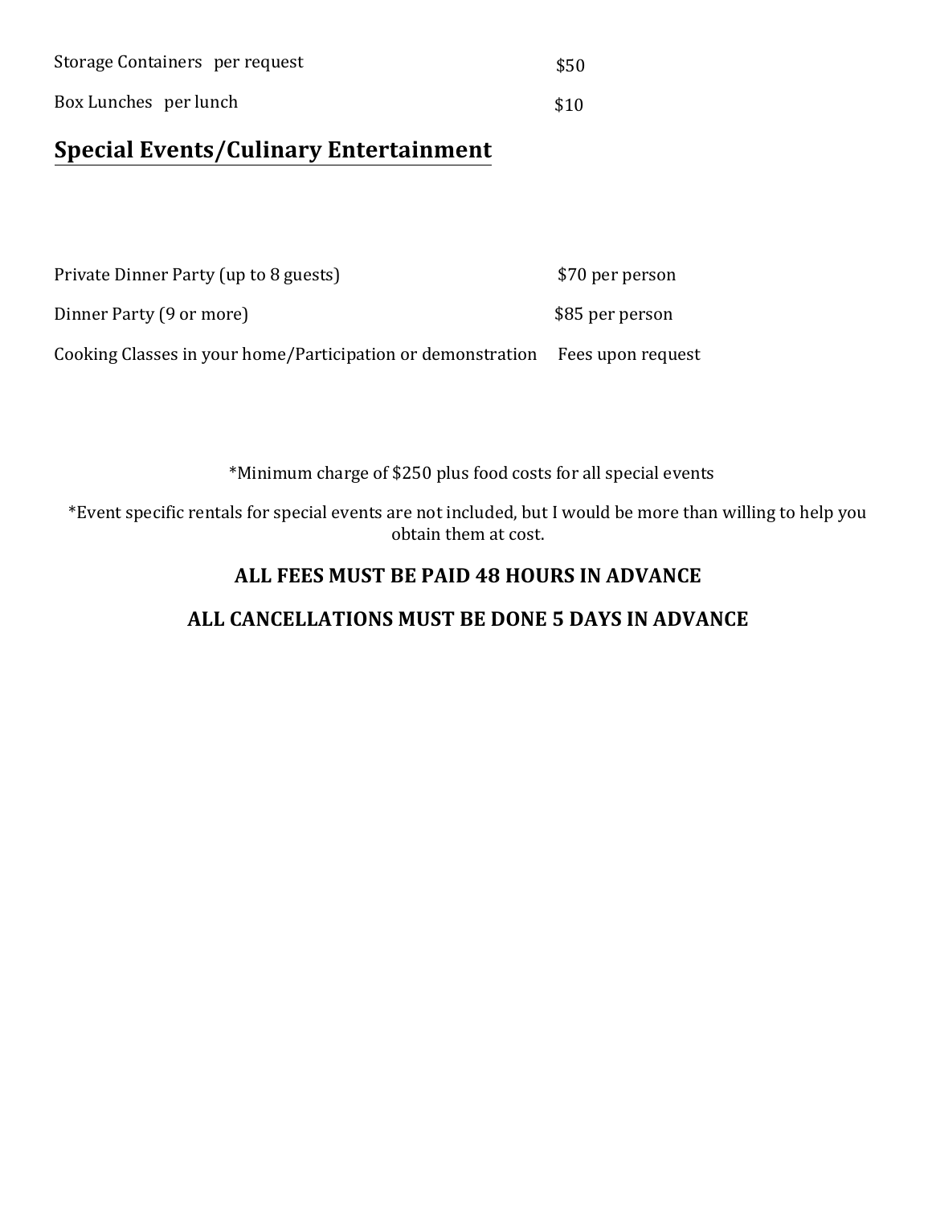| | |
|---|---|
| Storage Containers per request | $50 |
| Box Lunches per lunch | $10 |

## Special Events/Culinary Entertainment

| | |
|---|---|
| Private Dinner Party (up to 8 guests) | $70 per person |
| Dinner Party (9 or more) | $85 per person |
| Cooking Classes in your home/Participation or demonstration | Fees upon request |

*Minimum charge of $250 plus food costs for all special events

*Event specific rentals for special events are not included, but I would be more than willing to help you obtain them at cost.

**ALL FEES MUST BE PAID 48 HOURS IN ADVANCE**

**ALL CANCELLATIONS MUST BE DONE 5 DAYS IN ADVANCE**